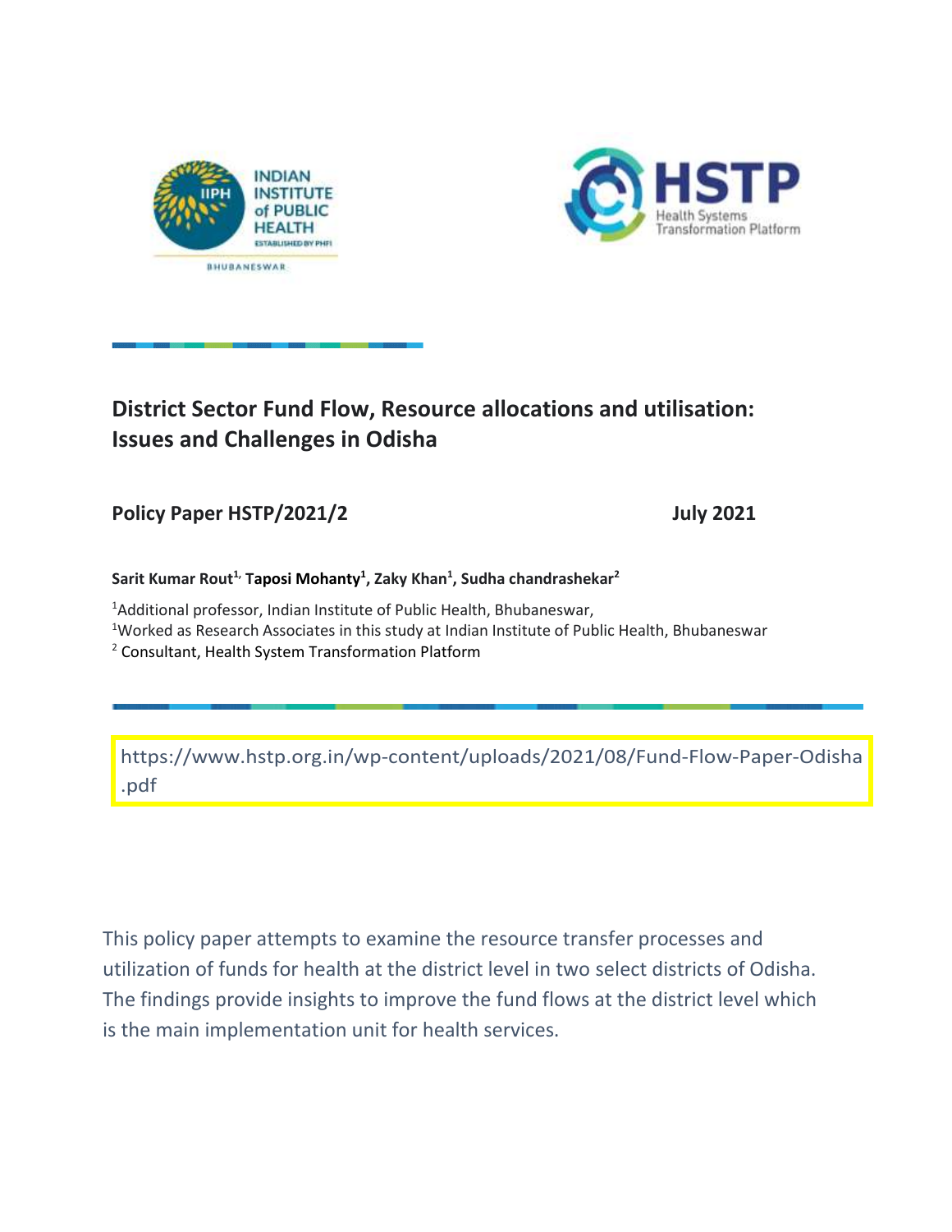INDIAN INSTITUTE of PUBLIC HEALTH

ESTABLISHED BY PHFI

BHUBANESWAR

HSTP

Health Systems Transformation Platform

# District Sector Fund Flow, Resource allocations and utilisation: Issues and Challenges in Odisha

**Policy Paper HSTP/2021/2** **July 2021**

**Sarit Kumar Rout[1], Taposi Mohanty[1], Zaky Khan[1], Sudha chandrashekar[2]**

[1]Additional professor, Indian Institute of Public Health, Bhubaneswar,

[1]Worked as Research Associates in this study at Indian Institute of Public Health, Bhubaneswar

[2] Consultant, Health System Transformation Platform

https://www.hstp.org.in/wp-content/uploads/2021/08/Fund-Flow-Paper-Odisha.pdf

This policy paper attempts to examine the resource transfer processes and utilization of funds for health at the district level in two select districts of Odisha. The findings provide insights to improve the fund flows at the district level which is the main implementation unit for health services.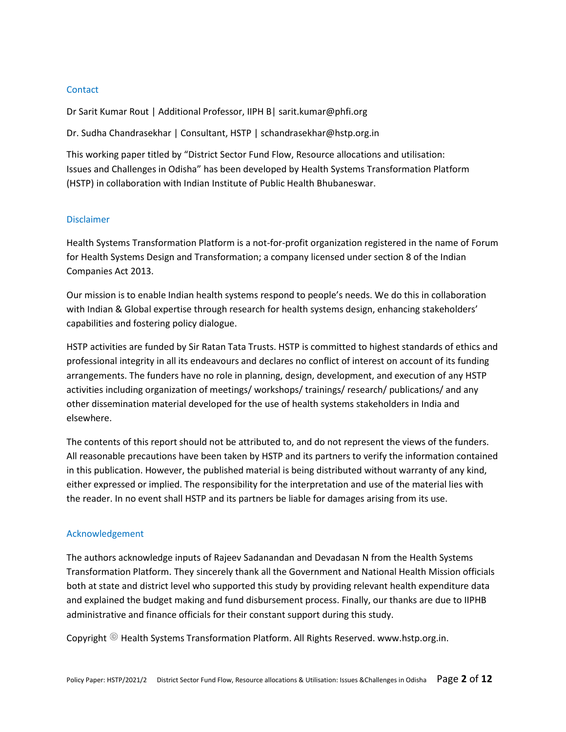## Contact

Dr Sarit Kumar Rout | Additional Professor, IIPH B| sarit.kumar@phfi.org

Dr. Sudha Chandrasekhar | Consultant, HSTP | schandrasekhar@hstp.org.in

This working paper titled by "District Sector Fund Flow, Resource allocations and utilisation: Issues and Challenges in Odisha" has been developed by Health Systems Transformation Platform (HSTP) in collaboration with Indian Institute of Public Health Bhubaneswar.

## Disclaimer

Health Systems Transformation Platform is a not-for-profit organization registered in the name of Forum for Health Systems Design and Transformation; a company licensed under section 8 of the Indian Companies Act 2013.

Our mission is to enable Indian health systems respond to people's needs. We do this in collaboration with Indian & Global expertise through research for health systems design, enhancing stakeholders' capabilities and fostering policy dialogue.

HSTP activities are funded by Sir Ratan Tata Trusts. HSTP is committed to highest standards of ethics and professional integrity in all its endeavours and declares no conflict of interest on account of its funding arrangements. The funders have no role in planning, design, development, and execution of any HSTP activities including organization of meetings/ workshops/ trainings/ research/ publications/ and any other dissemination material developed for the use of health systems stakeholders in India and elsewhere.

The contents of this report should not be attributed to, and do not represent the views of the funders. All reasonable precautions have been taken by HSTP and its partners to verify the information contained in this publication. However, the published material is being distributed without warranty of any kind, either expressed or implied. The responsibility for the interpretation and use of the material lies with the reader. In no event shall HSTP and its partners be liable for damages arising from its use.

## Acknowledgement

The authors acknowledge inputs of Rajeev Sadanandan and Devadasan N from the Health Systems Transformation Platform. They sincerely thank all the Government and National Health Mission officials both at state and district level who supported this study by providing relevant health expenditure data and explained the budget making and fund disbursement process. Finally, our thanks are due to IIPHB administrative and finance officials for their constant support during this study.

Copyright © Health Systems Transformation Platform. All Rights Reserved. www.hstp.org.in.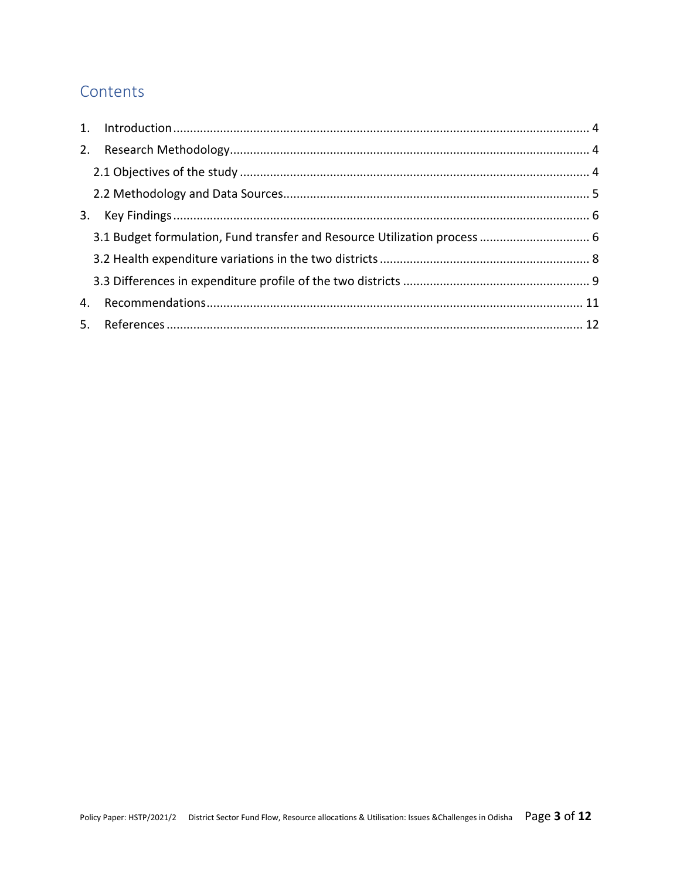# Contents

1. Introduction ........................................................................................................................ 4
2. Research Methodology........................................................................................................ 4
   - 2.1 Objectives of the study ..................................................................................................... 4
   - 2.2 Methodology and Data Sources......................................................................................... 5
3. Key Findings ........................................................................................................................ 6
   - 3.1 Budget formulation, Fund transfer and Resource Utilization process ................................ 6
   - 3.2 Health expenditure variations in the two districts ............................................................ 8
   - 3.3 Differences in expenditure profile of the two districts ...................................................... 9
4. Recommendations............................................................................................................... 11
5. References .......................................................................................................................... 12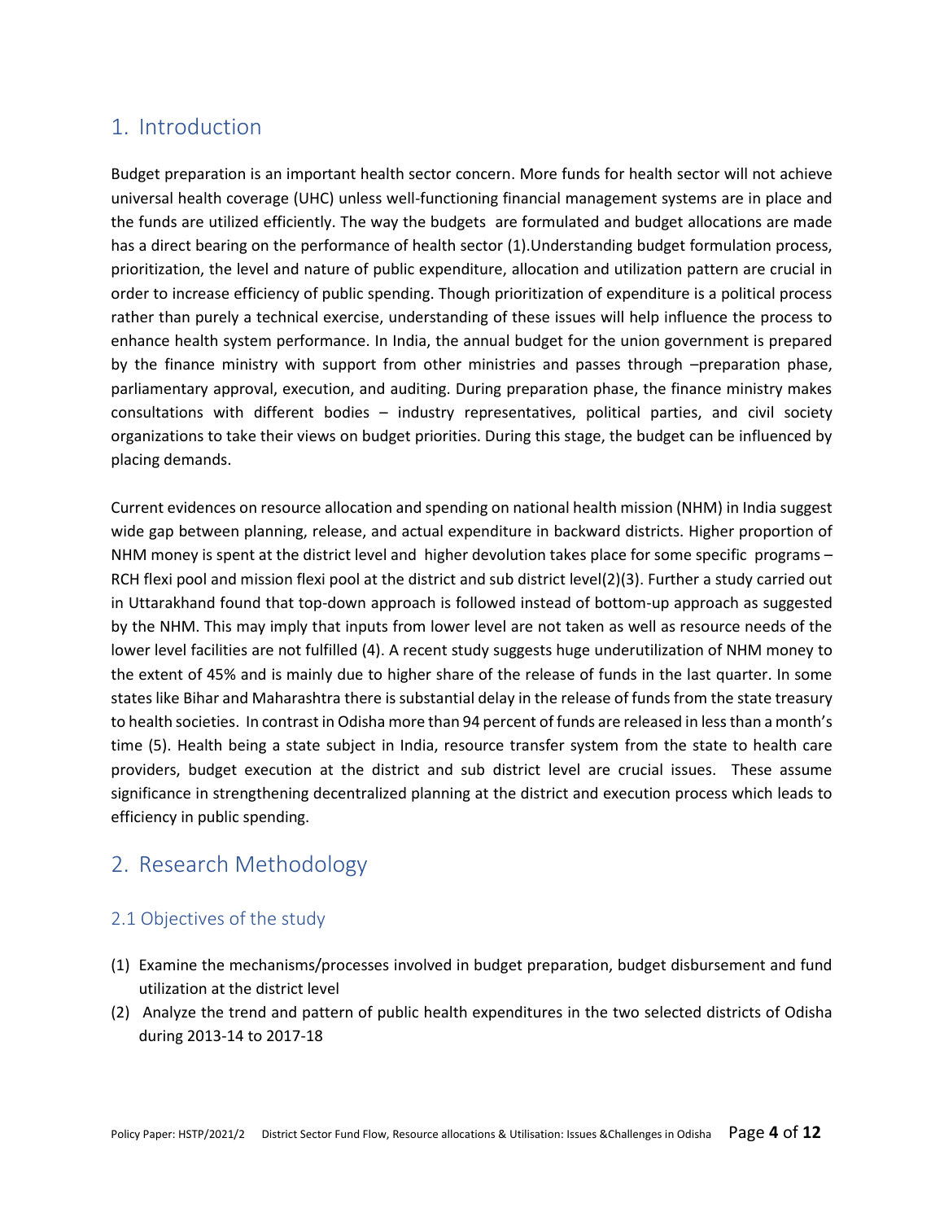# 1. Introduction

Budget preparation is an important health sector concern. More funds for health sector will not achieve universal health coverage (UHC) unless well-functioning financial management systems are in place and the funds are utilized efficiently. The way the budgets are formulated and budget allocations are made has a direct bearing on the performance of health sector (1).Understanding budget formulation process, prioritization, the level and nature of public expenditure, allocation and utilization pattern are crucial in order to increase efficiency of public spending. Though prioritization of expenditure is a political process rather than purely a technical exercise, understanding of these issues will help influence the process to enhance health system performance. In India, the annual budget for the union government is prepared by the finance ministry with support from other ministries and passes through –preparation phase, parliamentary approval, execution, and auditing. During preparation phase, the finance ministry makes consultations with different bodies – industry representatives, political parties, and civil society organizations to take their views on budget priorities. During this stage, the budget can be influenced by placing demands.

Current evidences on resource allocation and spending on national health mission (NHM) in India suggest wide gap between planning, release, and actual expenditure in backward districts. Higher proportion of NHM money is spent at the district level and higher devolution takes place for some specific programs – RCH flexi pool and mission flexi pool at the district and sub district level(2)(3). Further a study carried out in Uttarakhand found that top-down approach is followed instead of bottom-up approach as suggested by the NHM. This may imply that inputs from lower level are not taken as well as resource needs of the lower level facilities are not fulfilled (4). A recent study suggests huge underutilization of NHM money to the extent of 45% and is mainly due to higher share of the release of funds in the last quarter. In some states like Bihar and Maharashtra there is substantial delay in the release of funds from the state treasury to health societies. In contrast in Odisha more than 94 percent of funds are released in less than a month's time (5). Health being a state subject in India, resource transfer system from the state to health care providers, budget execution at the district and sub district level are crucial issues. These assume significance in strengthening decentralized planning at the district and execution process which leads to efficiency in public spending.

# 2. Research Methodology

## 2.1 Objectives of the study

(1) Examine the mechanisms/processes involved in budget preparation, budget disbursement and fund utilization at the district level
(2) Analyze the trend and pattern of public health expenditures in the two selected districts of Odisha during 2013-14 to 2017-18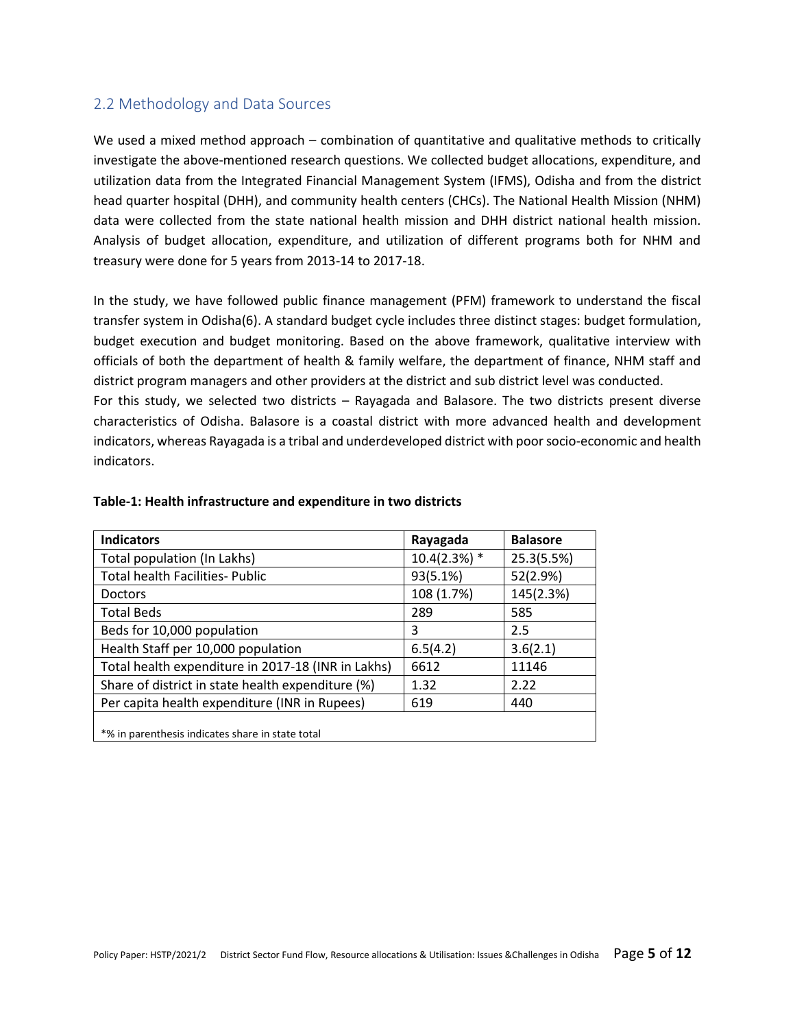## 2.2 Methodology and Data Sources

We used a mixed method approach – combination of quantitative and qualitative methods to critically investigate the above-mentioned research questions. We collected budget allocations, expenditure, and utilization data from the Integrated Financial Management System (IFMS), Odisha and from the district head quarter hospital (DHH), and community health centers (CHCs). The National Health Mission (NHM) data were collected from the state national health mission and DHH district national health mission. Analysis of budget allocation, expenditure, and utilization of different programs both for NHM and treasury were done for 5 years from 2013-14 to 2017-18.

In the study, we have followed public finance management (PFM) framework to understand the fiscal transfer system in Odisha(6). A standard budget cycle includes three distinct stages: budget formulation, budget execution and budget monitoring. Based on the above framework, qualitative interview with officials of both the department of health & family welfare, the department of finance, NHM staff and district program managers and other providers at the district and sub district level was conducted.

For this study, we selected two districts – Rayagada and Balasore. The two districts present diverse characteristics of Odisha. Balasore is a coastal district with more advanced health and development indicators, whereas Rayagada is a tribal and underdeveloped district with poor socio-economic and health indicators.

**Table-1: Health infrastructure and expenditure in two districts**

| Indicators | Rayagada | Balasore |
|---|---|---|
| Total population (In Lakhs) | 10.4(2.3%) * | 25.3(5.5%) |
| Total health Facilities- Public | 93(5.1%) | 52(2.9%) |
| Doctors | 108 (1.7%) | 145(2.3%) |
| Total Beds | 289 | 585 |
| Beds for 10,000 population | 3 | 2.5 |
| Health Staff per 10,000 population | 6.5(4.2) | 3.6(2.1) |
| Total health expenditure in 2017-18 (INR in Lakhs) | 6612 | 11146 |
| Share of district in state health expenditure (%) | 1.32 | 2.22 |
| Per capita health expenditure (INR in Rupees) | 619 | 440 |

*% in parenthesis indicates share in state total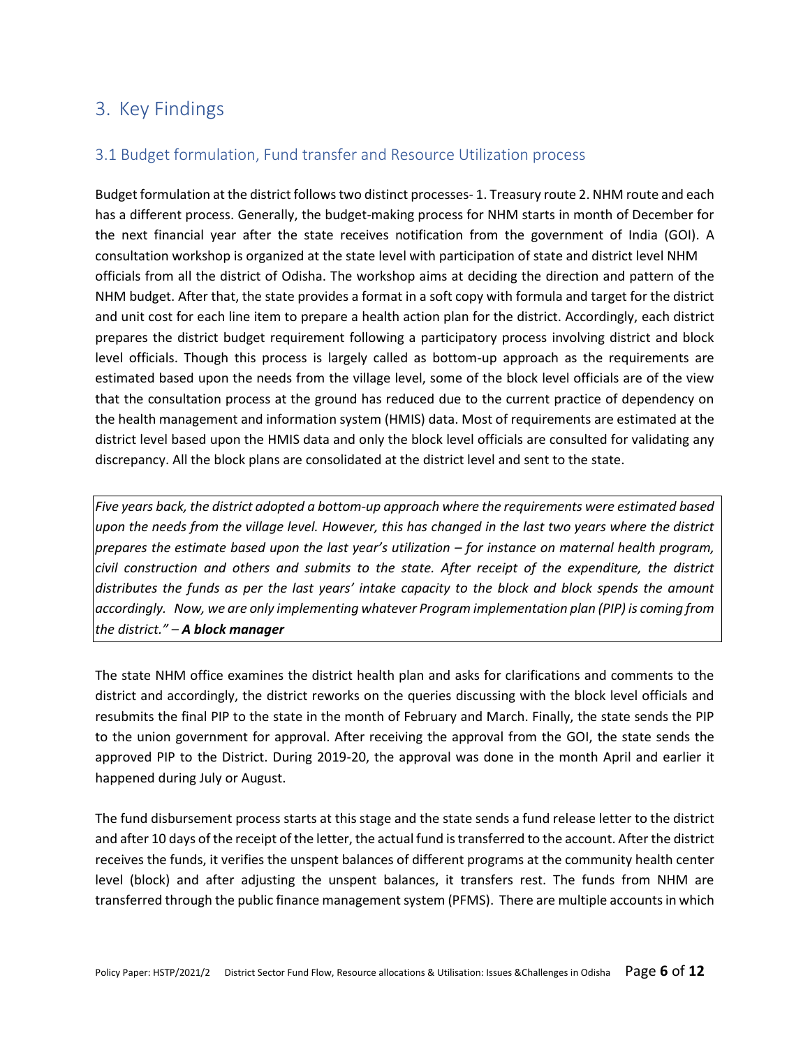# 3. Key Findings

## 3.1 Budget formulation, Fund transfer and Resource Utilization process

Budget formulation at the district follows two distinct processes- 1. Treasury route 2. NHM route and each has a different process. Generally, the budget-making process for NHM starts in month of December for the next financial year after the state receives notification from the government of India (GOI). A consultation workshop is organized at the state level with participation of state and district level NHM officials from all the district of Odisha. The workshop aims at deciding the direction and pattern of the NHM budget. After that, the state provides a format in a soft copy with formula and target for the district and unit cost for each line item to prepare a health action plan for the district. Accordingly, each district prepares the district budget requirement following a participatory process involving district and block level officials. Though this process is largely called as bottom-up approach as the requirements are estimated based upon the needs from the village level, some of the block level officials are of the view that the consultation process at the ground has reduced due to the current practice of dependency on the health management and information system (HMIS) data. Most of requirements are estimated at the district level based upon the HMIS data and only the block level officials are consulted for validating any discrepancy. All the block plans are consolidated at the district level and sent to the state.

*Five years back, the district adopted a bottom-up approach where the requirements were estimated based upon the needs from the village level. However, this has changed in the last two years where the district prepares the estimate based upon the last year's utilization – for instance on maternal health program, civil construction and others and submits to the state. After receipt of the expenditure, the district distributes the funds as per the last years' intake capacity to the block and block spends the amount accordingly. Now, we are only implementing whatever Program implementation plan (PIP) is coming from the district." –* ***A block manager***

The state NHM office examines the district health plan and asks for clarifications and comments to the district and accordingly, the district reworks on the queries discussing with the block level officials and resubmits the final PIP to the state in the month of February and March. Finally, the state sends the PIP to the union government for approval. After receiving the approval from the GOI, the state sends the approved PIP to the District. During 2019-20, the approval was done in the month April and earlier it happened during July or August.

The fund disbursement process starts at this stage and the state sends a fund release letter to the district and after 10 days of the receipt of the letter, the actual fund is transferred to the account. After the district receives the funds, it verifies the unspent balances of different programs at the community health center level (block) and after adjusting the unspent balances, it transfers rest. The funds from NHM are transferred through the public finance management system (PFMS). There are multiple accounts in which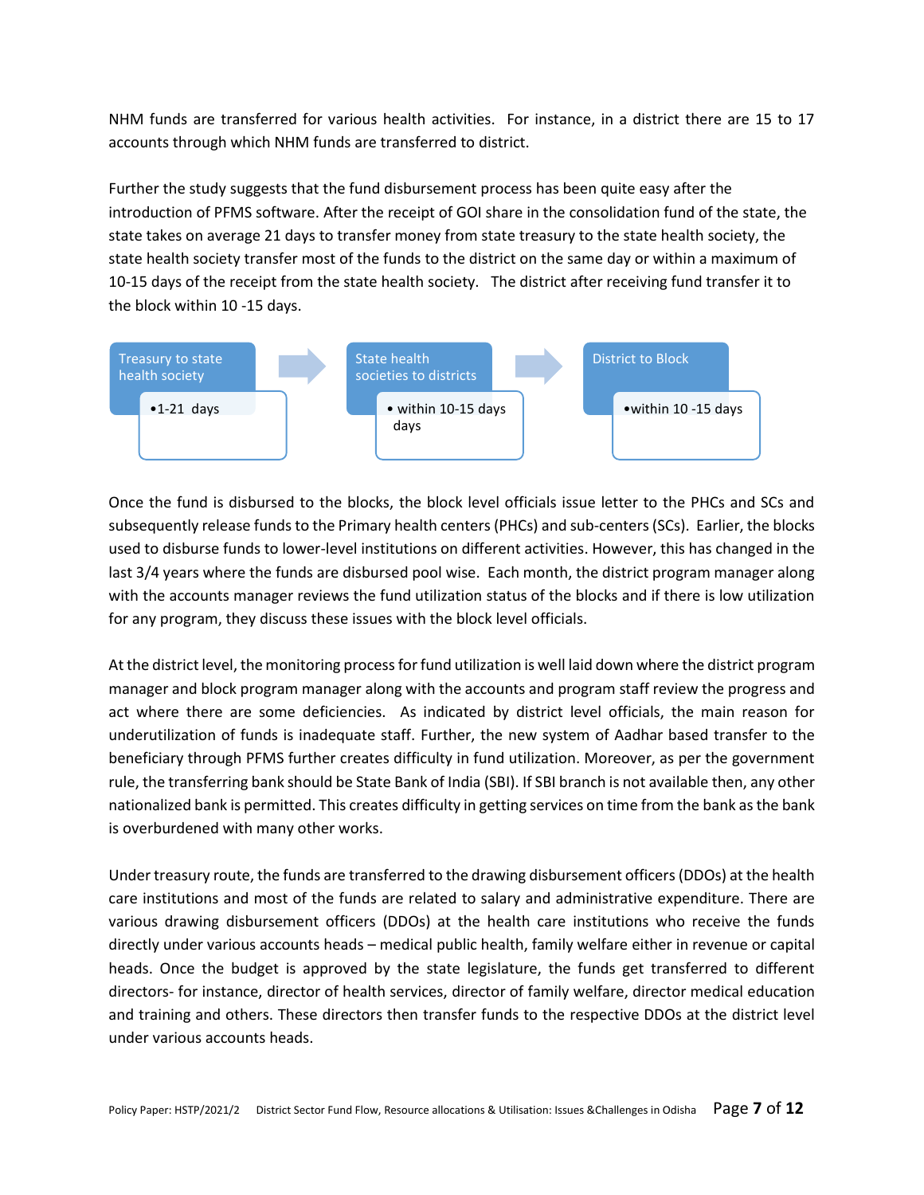NHM funds are transferred for various health activities. For instance, in a district there are 15 to 17 accounts through which NHM funds are transferred to district.

Further the study suggests that the fund disbursement process has been quite easy after the introduction of PFMS software. After the receipt of GOI share in the consolidation fund of the state, the state takes on average 21 days to transfer money from state treasury to the state health society, the state health society transfer most of the funds to the district on the same day or within a maximum of 10-15 days of the receipt from the state health society. The district after receiving fund transfer it to the block within 10 -15 days.

| Treasury to state health society | State health societies to districts | District to Block |
| --- | --- | --- |
| • 1-21 days | • within 10-15 days days | • within 10 -15 days |

Once the fund is disbursed to the blocks, the block level officials issue letter to the PHCs and SCs and subsequently release funds to the Primary health centers (PHCs) and sub-centers (SCs). Earlier, the blocks used to disburse funds to lower-level institutions on different activities. However, this has changed in the last 3/4 years where the funds are disbursed pool wise. Each month, the district program manager along with the accounts manager reviews the fund utilization status of the blocks and if there is low utilization for any program, they discuss these issues with the block level officials.

At the district level, the monitoring process for fund utilization is well laid down where the district program manager and block program manager along with the accounts and program staff review the progress and act where there are some deficiencies. As indicated by district level officials, the main reason for underutilization of funds is inadequate staff. Further, the new system of Aadhar based transfer to the beneficiary through PFMS further creates difficulty in fund utilization. Moreover, as per the government rule, the transferring bank should be State Bank of India (SBI). If SBI branch is not available then, any other nationalized bank is permitted. This creates difficulty in getting services on time from the bank as the bank is overburdened with many other works.

Under treasury route, the funds are transferred to the drawing disbursement officers (DDOs) at the health care institutions and most of the funds are related to salary and administrative expenditure. There are various drawing disbursement officers (DDOs) at the health care institutions who receive the funds directly under various accounts heads – medical public health, family welfare either in revenue or capital heads. Once the budget is approved by the state legislature, the funds get transferred to different directors- for instance, director of health services, director of family welfare, director medical education and training and others. These directors then transfer funds to the respective DDOs at the district level under various accounts heads.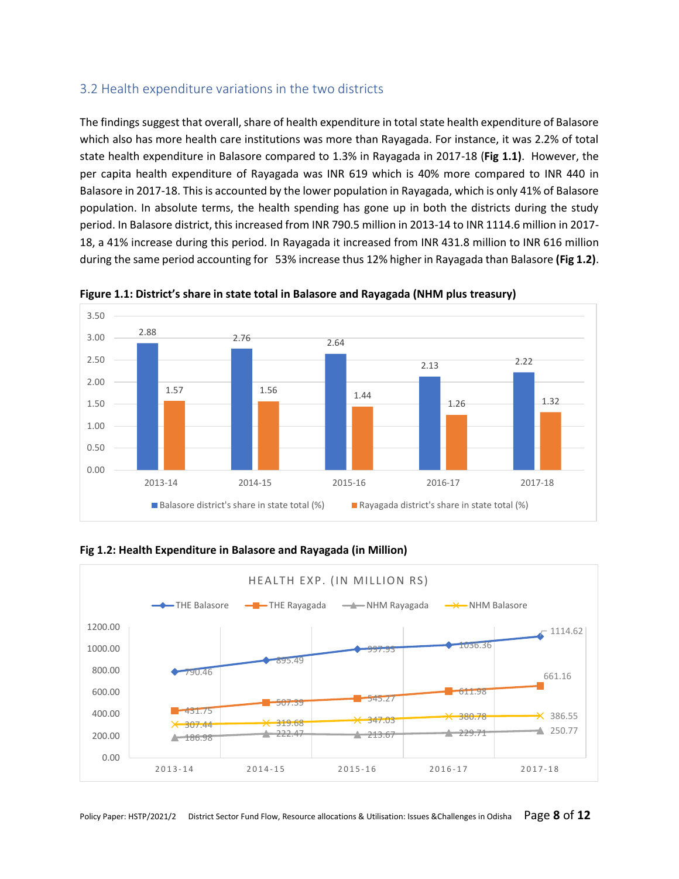## 3.2 Health expenditure variations in the two districts

The findings suggest that overall, share of health expenditure in total state health expenditure of Balasore which also has more health care institutions was more than Rayagada. For instance, it was 2.2% of total state health expenditure in Balasore compared to 1.3% in Rayagada in 2017-18 (**Fig 1.1)**. However, the per capita health expenditure of Rayagada was INR 619 which is 40% more compared to INR 440 in Balasore in 2017-18. This is accounted by the lower population in Rayagada, which is only 41% of Balasore population. In absolute terms, the health spending has gone up in both the districts during the study period. In Balasore district, this increased from INR 790.5 million in 2013-14 to INR 1114.6 million in 2017-18, a 41% increase during this period. In Rayagada it increased from INR 431.8 million to INR 616 million during the same period accounting for 53% increase thus 12% higher in Rayagada than Balasore **(Fig 1.2)**.

**Figure 1.1: District's share in state total in Balasore and Rayagada (NHM plus treasury)**

| | 2013-14 | 2014-15 | 2015-16 | 2016-17 | 2017-18 |
|---|---|---|---|---|---|
| Balasore district's share in state total (%) | 2.88 | 2.76 | 2.64 | 2.13 | 2.22 |
| Rayagada district's share in state total (%) | 1.57 | 1.56 | 1.44 | 1.26 | 1.32 |

**Fig 1.2: Health Expenditure in Balasore and Rayagada (in Million)**

HEALTH EXP. (IN MILLION RS)

| | 2013-14 | 2014-15 | 2015-16 | 2016-17 | 2017-18 |
|---|---|---|---|---|---|
| THE Balasore | 790.46 | 895.49 | 997.93 | 1036.36 | 1114.62 |
| THE Rayagada | 431.75 | 507.39 | 545.27 | 611.98 | 661.16 |
| NHM Rayagada | 186.98 | 222.47 | 213.67 | 229.71 | 250.77 |
| NHM Balasore | 307.44 | 319.68 | 347.03 | 380.78 | 386.55 |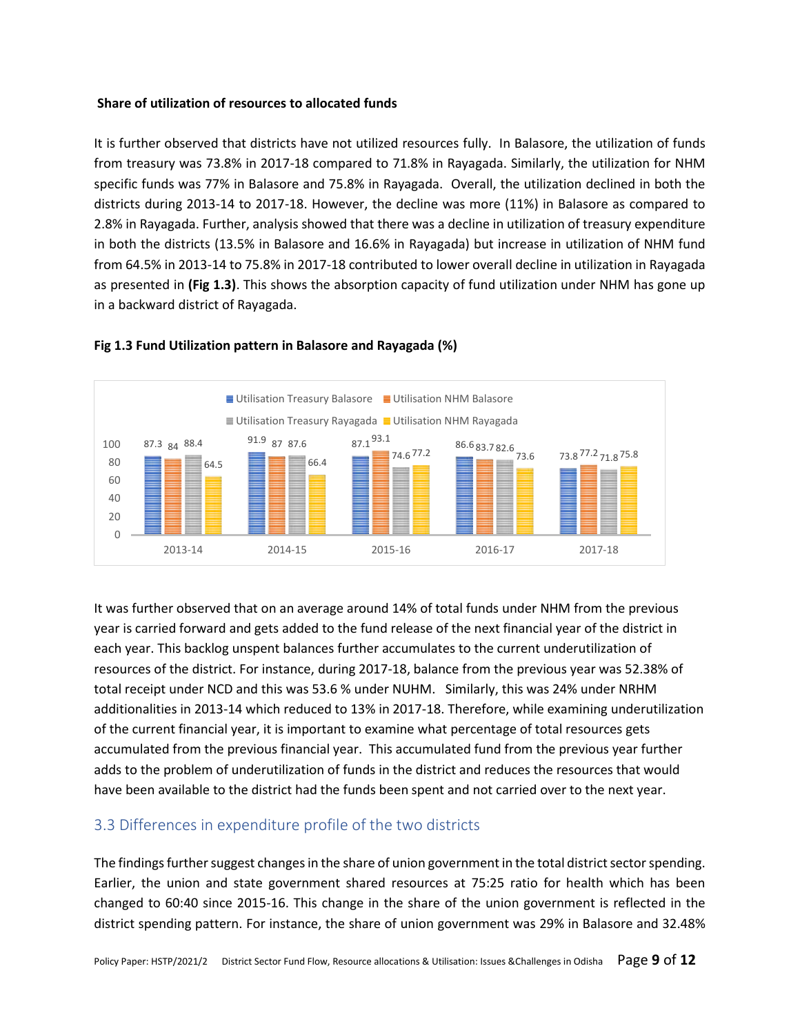**Share of utilization of resources to allocated funds**

It is further observed that districts have not utilized resources fully. In Balasore, the utilization of funds from treasury was 73.8% in 2017-18 compared to 71.8% in Rayagada. Similarly, the utilization for NHM specific funds was 77% in Balasore and 75.8% in Rayagada. Overall, the utilization declined in both the districts during 2013-14 to 2017-18. However, the decline was more (11%) in Balasore as compared to 2.8% in Rayagada. Further, analysis showed that there was a decline in utilization of treasury expenditure in both the districts (13.5% in Balasore and 16.6% in Rayagada) but increase in utilization of NHM fund from 64.5% in 2013-14 to 75.8% in 2017-18 contributed to lower overall decline in utilization in Rayagada as presented in **(Fig 1.3)**. This shows the absorption capacity of fund utilization under NHM has gone up in a backward district of Rayagada.

**Fig 1.3 Fund Utilization pattern in Balasore and Rayagada (%)**

| Year | Utilisation Treasury Balasore | Utilisation NHM Balasore | Utilisation Treasury Rayagada | Utilisation NHM Rayagada |
|---|---|---|---|---|
| 2013-14 | 87.3 | 84 | 88.4 | 64.5 |
| 2014-15 | 91.9 | 87 | 87.6 | 66.4 |
| 2015-16 | 87.1 | 93.1 | 74.6 | 77.2 |
| 2016-17 | 86.6 | 83.7 | 82.6 | 73.6 |
| 2017-18 | 73.8 | 77.2 | 71.8 | 75.8 |

It was further observed that on an average around 14% of total funds under NHM from the previous year is carried forward and gets added to the fund release of the next financial year of the district in each year. This backlog unspent balances further accumulates to the current underutilization of resources of the district. For instance, during 2017-18, balance from the previous year was 52.38% of total receipt under NCD and this was 53.6 % under NUHM. Similarly, this was 24% under NRHM additionalities in 2013-14 which reduced to 13% in 2017-18. Therefore, while examining underutilization of the current financial year, it is important to examine what percentage of total resources gets accumulated from the previous financial year. This accumulated fund from the previous year further adds to the problem of underutilization of funds in the district and reduces the resources that would have been available to the district had the funds been spent and not carried over to the next year.

## 3.3 Differences in expenditure profile of the two districts

The findings further suggest changes in the share of union government in the total district sector spending. Earlier, the union and state government shared resources at 75:25 ratio for health which has been changed to 60:40 since 2015-16. This change in the share of the union government is reflected in the district spending pattern. For instance, the share of union government was 29% in Balasore and 32.48%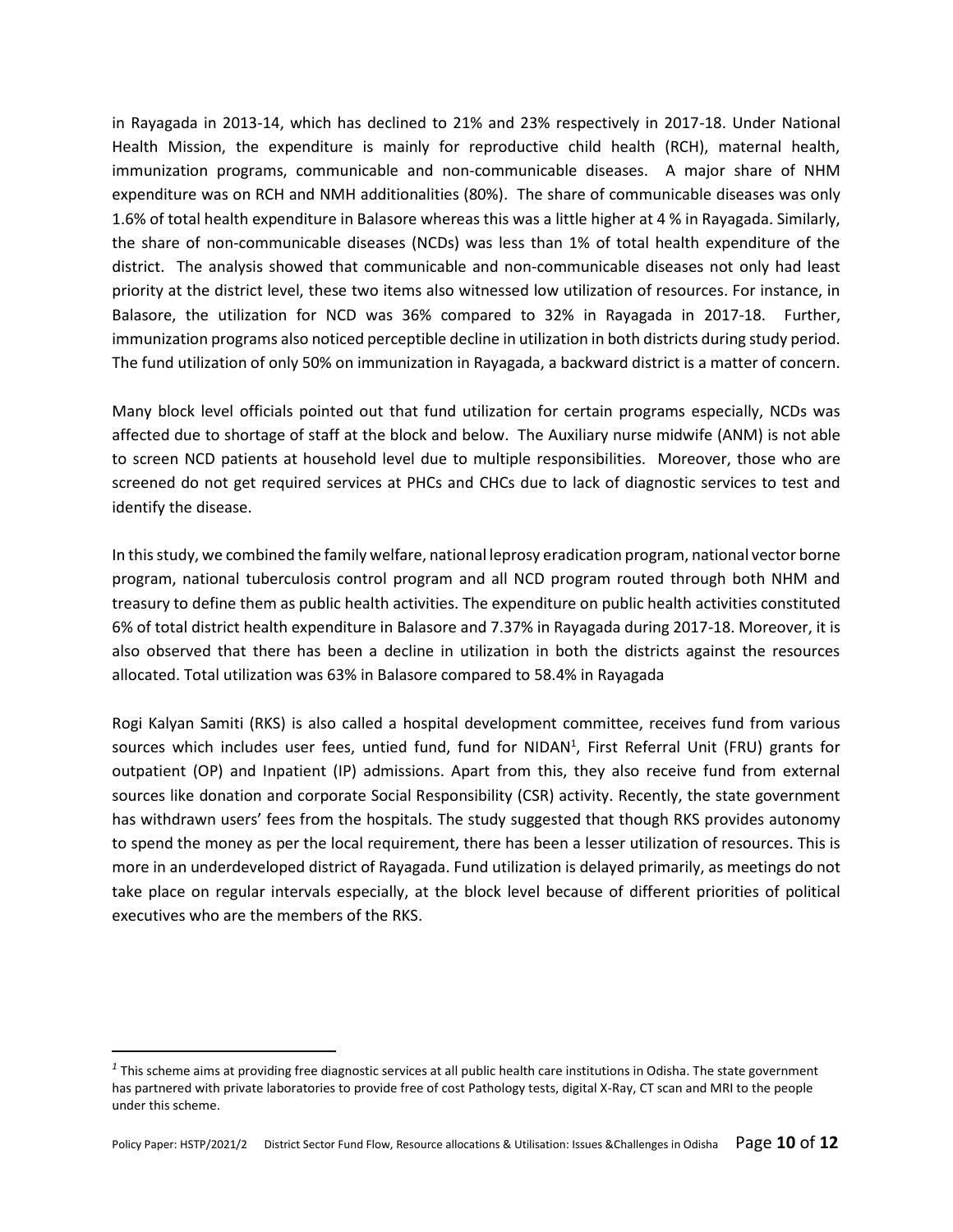in Rayagada in 2013-14, which has declined to 21% and 23% respectively in 2017-18. Under National Health Mission, the expenditure is mainly for reproductive child health (RCH), maternal health, immunization programs, communicable and non-communicable diseases. A major share of NHM expenditure was on RCH and NMH additionalities (80%). The share of communicable diseases was only 1.6% of total health expenditure in Balasore whereas this was a little higher at 4 % in Rayagada. Similarly, the share of non-communicable diseases (NCDs) was less than 1% of total health expenditure of the district. The analysis showed that communicable and non-communicable diseases not only had least priority at the district level, these two items also witnessed low utilization of resources. For instance, in Balasore, the utilization for NCD was 36% compared to 32% in Rayagada in 2017-18. Further, immunization programs also noticed perceptible decline in utilization in both districts during study period. The fund utilization of only 50% on immunization in Rayagada, a backward district is a matter of concern.

Many block level officials pointed out that fund utilization for certain programs especially, NCDs was affected due to shortage of staff at the block and below. The Auxiliary nurse midwife (ANM) is not able to screen NCD patients at household level due to multiple responsibilities. Moreover, those who are screened do not get required services at PHCs and CHCs due to lack of diagnostic services to test and identify the disease.

In this study, we combined the family welfare, national leprosy eradication program, national vector borne program, national tuberculosis control program and all NCD program routed through both NHM and treasury to define them as public health activities. The expenditure on public health activities constituted 6% of total district health expenditure in Balasore and 7.37% in Rayagada during 2017-18. Moreover, it is also observed that there has been a decline in utilization in both the districts against the resources allocated. Total utilization was 63% in Balasore compared to 58.4% in Rayagada

Rogi Kalyan Samiti (RKS) is also called a hospital development committee, receives fund from various sources which includes user fees, untied fund, fund for NIDAN[1], First Referral Unit (FRU) grants for outpatient (OP) and Inpatient (IP) admissions. Apart from this, they also receive fund from external sources like donation and corporate Social Responsibility (CSR) activity. Recently, the state government has withdrawn users' fees from the hospitals. The study suggested that though RKS provides autonomy to spend the money as per the local requirement, there has been a lesser utilization of resources. This is more in an underdeveloped district of Rayagada. Fund utilization is delayed primarily, as meetings do not take place on regular intervals especially, at the block level because of different priorities of political executives who are the members of the RKS.

---

[1] This scheme aims at providing free diagnostic services at all public health care institutions in Odisha. The state government has partnered with private laboratories to provide free of cost Pathology tests, digital X-Ray, CT scan and MRI to the people under this scheme.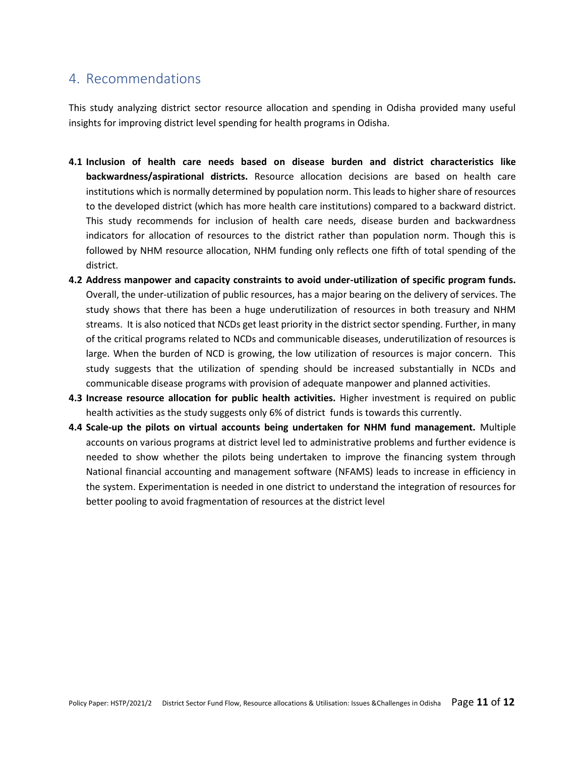## 4. Recommendations

This study analyzing district sector resource allocation and spending in Odisha provided many useful insights for improving district level spending for health programs in Odisha.

- **4.1 Inclusion of health care needs based on disease burden and district characteristics like backwardness/aspirational districts.** Resource allocation decisions are based on health care institutions which is normally determined by population norm. This leads to higher share of resources to the developed district (which has more health care institutions) compared to a backward district. This study recommends for inclusion of health care needs, disease burden and backwardness indicators for allocation of resources to the district rather than population norm. Though this is followed by NHM resource allocation, NHM funding only reflects one fifth of total spending of the district.
- **4.2 Address manpower and capacity constraints to avoid under-utilization of specific program funds.** Overall, the under-utilization of public resources, has a major bearing on the delivery of services. The study shows that there has been a huge underutilization of resources in both treasury and NHM streams. It is also noticed that NCDs get least priority in the district sector spending. Further, in many of the critical programs related to NCDs and communicable diseases, underutilization of resources is large. When the burden of NCD is growing, the low utilization of resources is major concern. This study suggests that the utilization of spending should be increased substantially in NCDs and communicable disease programs with provision of adequate manpower and planned activities.
- **4.3 Increase resource allocation for public health activities.** Higher investment is required on public health activities as the study suggests only 6% of district funds is towards this currently.
- **4.4 Scale-up the pilots on virtual accounts being undertaken for NHM fund management.** Multiple accounts on various programs at district level led to administrative problems and further evidence is needed to show whether the pilots being undertaken to improve the financing system through National financial accounting and management software (NFAMS) leads to increase in efficiency in the system. Experimentation is needed in one district to understand the integration of resources for better pooling to avoid fragmentation of resources at the district level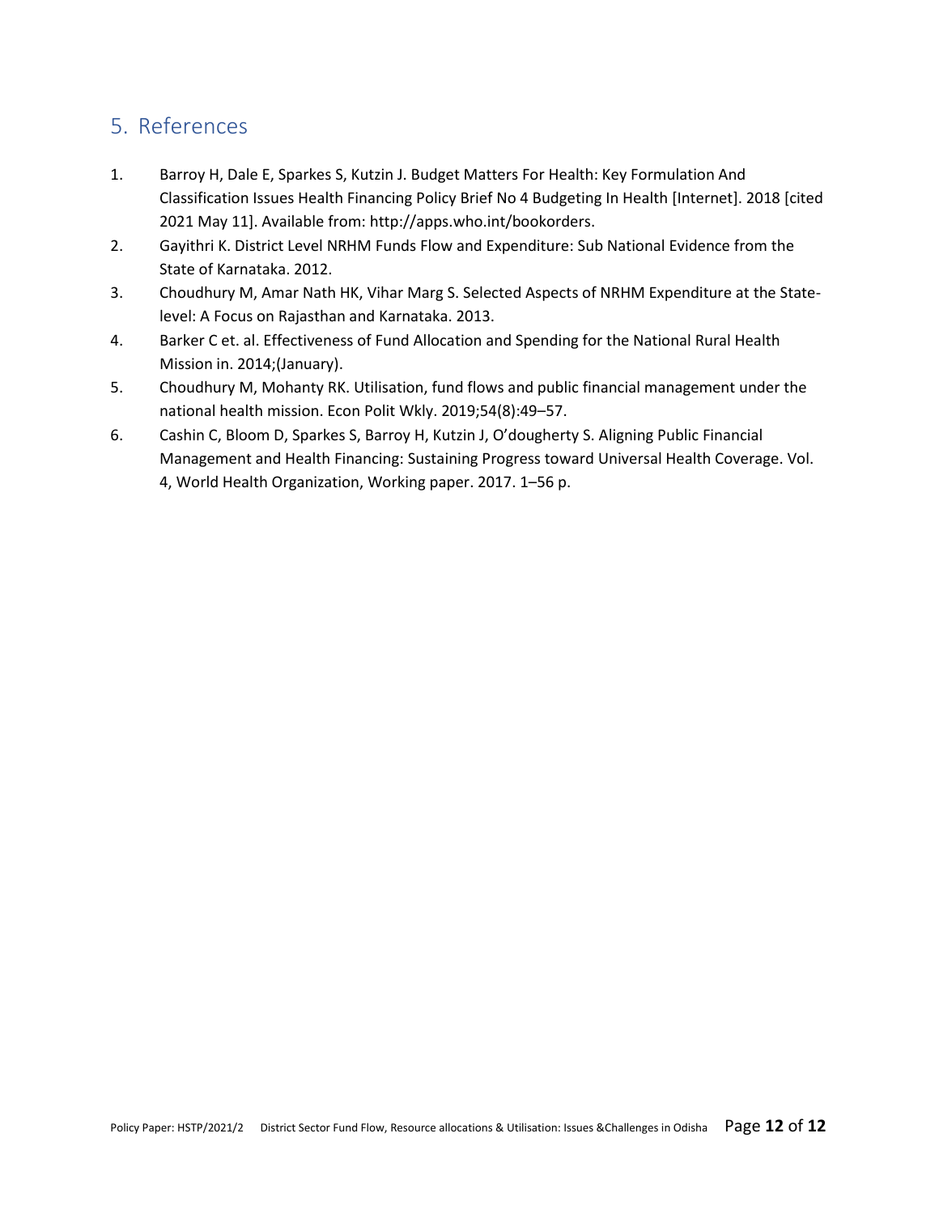## 5. References

1. Barroy H, Dale E, Sparkes S, Kutzin J. Budget Matters For Health: Key Formulation And Classification Issues Health Financing Policy Brief No 4 Budgeting In Health [Internet]. 2018 [cited 2021 May 11]. Available from: http://apps.who.int/bookorders.
2. Gayithri K. District Level NRHM Funds Flow and Expenditure: Sub National Evidence from the State of Karnataka. 2012.
3. Choudhury M, Amar Nath HK, Vihar Marg S. Selected Aspects of NRHM Expenditure at the State-level: A Focus on Rajasthan and Karnataka. 2013.
4. Barker C et. al. Effectiveness of Fund Allocation and Spending for the National Rural Health Mission in. 2014;(January).
5. Choudhury M, Mohanty RK. Utilisation, fund flows and public financial management under the national health mission. Econ Polit Wkly. 2019;54(8):49–57.
6. Cashin C, Bloom D, Sparkes S, Barroy H, Kutzin J, O'dougherty S. Aligning Public Financial Management and Health Financing: Sustaining Progress toward Universal Health Coverage. Vol. 4, World Health Organization, Working paper. 2017. 1–56 p.